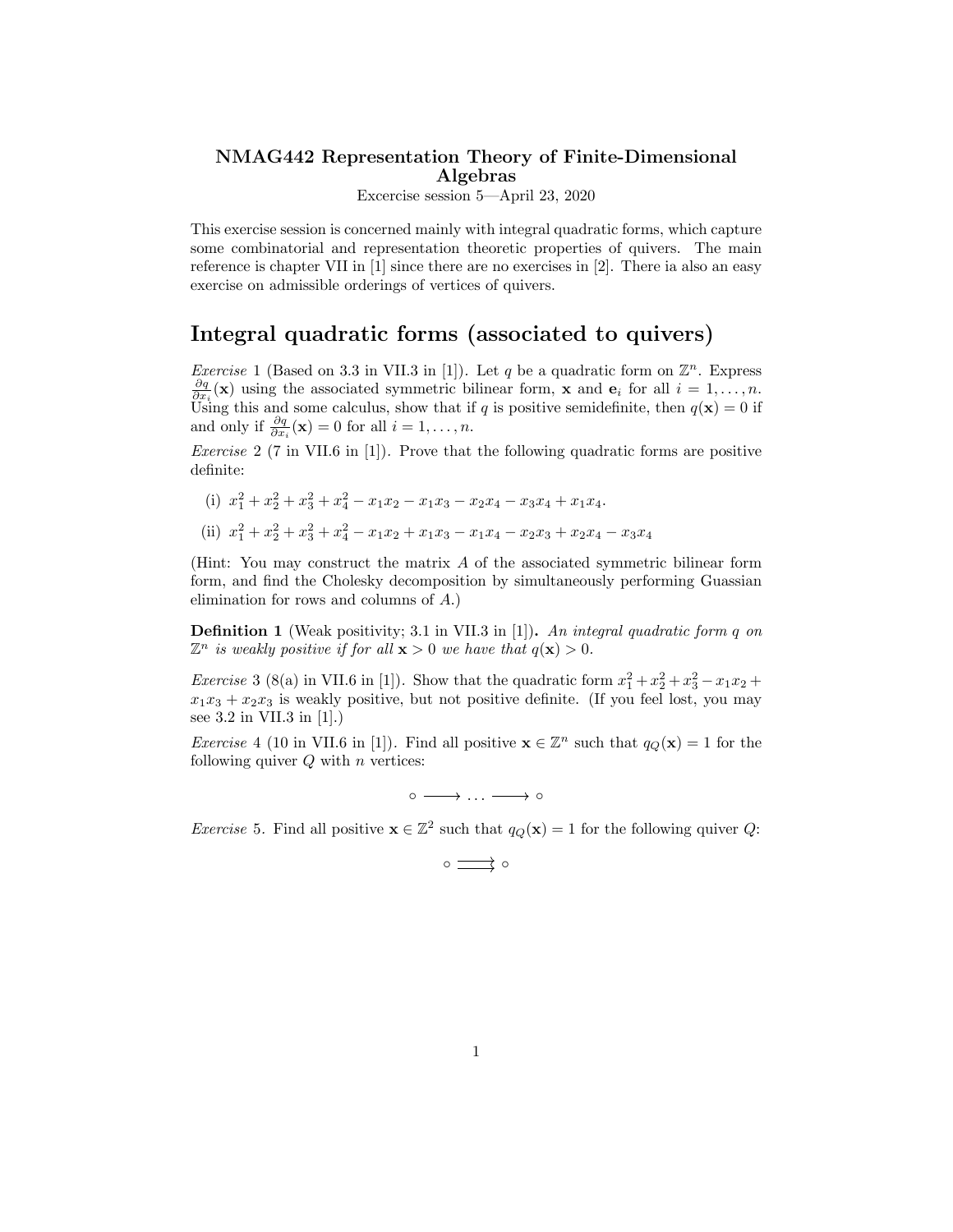**NMAG442 Representation Theory of Finite-Dimensional Algebras**

Excercise session 5—April 23, 2020

This exercise session is concerned mainly with integral quadratic forms, which capture some combinatorial and representation theoretic properties of quivers. The main reference is chapter VII in [1] since there are no exercises in [2]. There ia also an easy exercise on admissible orderings of vertices of quivers.

# Integral quadratic forms (associated to quivers)

*Exercise* 1 (Based on 3.3 in VII.3 in [1]). Let $q$ be a quadratic form on $\mathbb{Z}^n$. Express $\frac{\partial q}{\partial x_i}(\mathbf{x})$ using the associated symmetric bilinear form, $\mathbf{x}$ and $\mathbf{e}_i$ for all $i = 1, \ldots, n$. Using this and some calculus, show that if $q$ is positive semidefinite, then $q(\mathbf{x}) = 0$ if and only if $\frac{\partial q}{\partial x_i}(\mathbf{x}) = 0$ for all $i = 1, \ldots, n$.

*Exercise* 2 (7 in VII.6 in [1]). Prove that the following quadratic forms are positive definite:

(i) $x_1^2 + x_2^2 + x_3^2 + x_4^2 - x_1x_2 - x_1x_3 - x_2x_4 - x_3x_4 + x_1x_4$.

(ii) $x_1^2 + x_2^2 + x_3^2 + x_4^2 - x_1x_2 + x_1x_3 - x_1x_4 - x_2x_3 + x_2x_4 - x_3x_4$

(Hint: You may construct the matrix $A$ of the associated symmetric bilinear form form, and find the Cholesky decomposition by simultaneously performing Guassian elimination for rows and columns of $A$.)

**Definition 1** (Weak positivity; 3.1 in VII.3 in [1]). *An integral quadratic form $q$ on $\mathbb{Z}^n$ is weakly positive if for all $\mathbf{x} > 0$ we have that $q(\mathbf{x}) > 0$.*

*Exercise* 3 (8(a) in VII.6 in [1]). Show that the quadratic form $x_1^2 + x_2^2 + x_3^2 - x_1x_2 + x_1x_3 + x_2x_3$ is weakly positive, but not positive definite. (If you feel lost, you may see 3.2 in VII.3 in [1].)

*Exercise* 4 (10 in VII.6 in [1]). Find all positive $\mathbf{x} \in \mathbb{Z}^n$ such that $q_Q(\mathbf{x}) = 1$ for the following quiver $Q$ with $n$ vertices:

$$\circ \longrightarrow \ldots \longrightarrow \circ$$

*Exercise* 5. Find all positive $\mathbf{x} \in \mathbb{Z}^2$ such that $q_Q(\mathbf{x}) = 1$ for the following quiver $Q$:

$$\circ \rightrightarrows \circ$$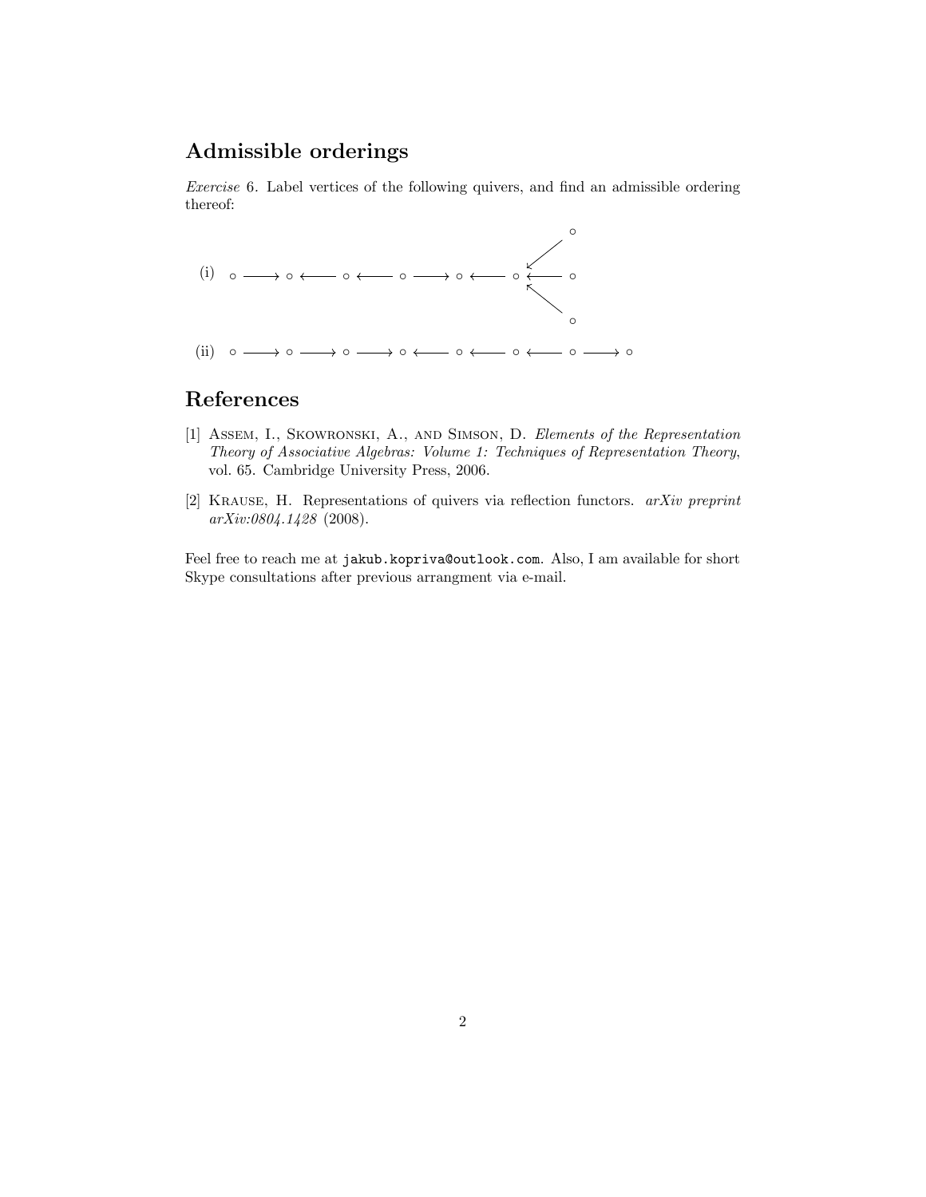## Admissible orderings

*Exercise* 6. Label vertices of the following quivers, and find an admissible ordering thereof:

$$
\text{(i)} \quad
\begin{array}{ccccccccccccc}
 & & & & & & & & & & & & \circ \\
 & & & & & & & & & & & \swarrow & \\
\circ & \longrightarrow & \circ & \longleftarrow & \circ & \longleftarrow & \circ & \longrightarrow & \circ & \longleftarrow & \circ & \longleftarrow & \circ \\
 & & & & & & & & & & & \nwarrow & \\
 & & & & & & & & & & & & \circ
\end{array}
$$

$$
\text{(ii)} \quad \circ \longrightarrow \circ \longrightarrow \circ \longrightarrow \circ \longleftarrow \circ \longleftarrow \circ \longleftarrow \circ \longrightarrow \circ
$$

## References

[1] Assem, I., Skowronski, A., and Simson, D. *Elements of the Representation Theory of Associative Algebras: Volume 1: Techniques of Representation Theory*, vol. 65. Cambridge University Press, 2006.

[2] Krause, H. Representations of quivers via reflection functors. *arXiv preprint arXiv:0804.1428* (2008).

Feel free to reach me at `jakub.kopriva@outlook.com`. Also, I am available for short Skype consultations after previous arrangment via e-mail.